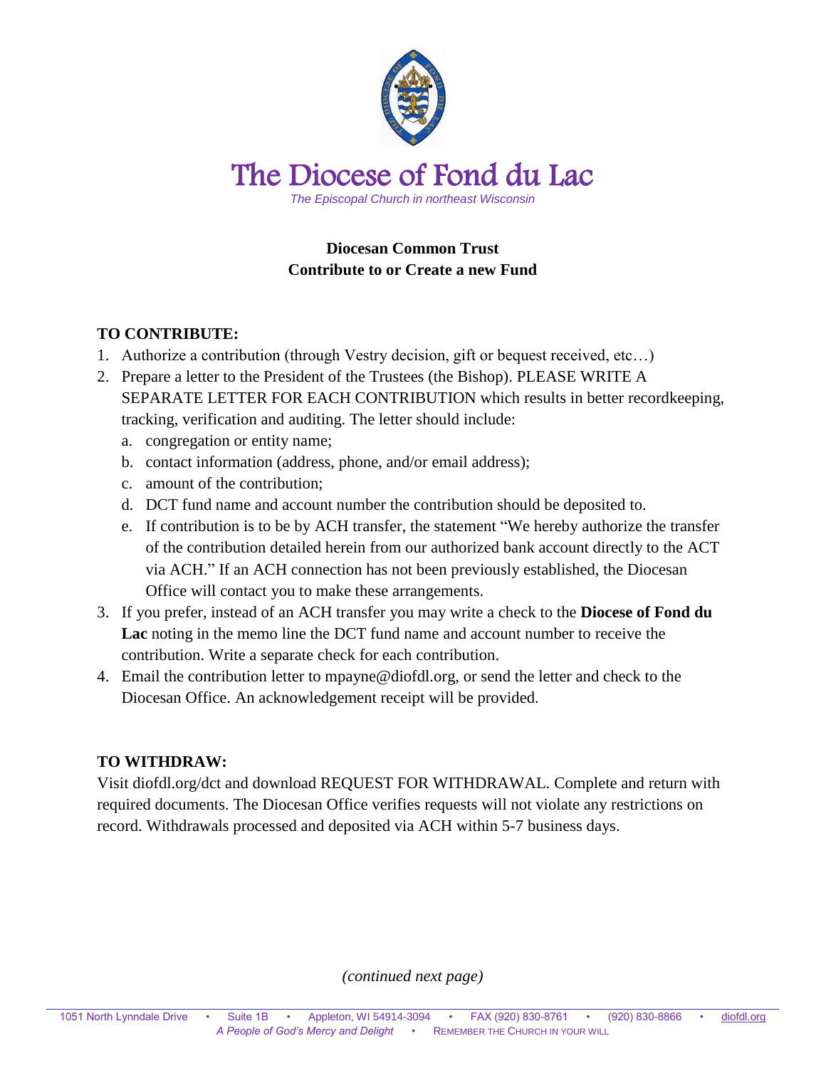# The Diocese of Fond du Lac

*The Episcopal Church in northeast Wisconsin*

**Diocesan Common Trust**
**Contribute to or Create a new Fund**

## TO CONTRIBUTE:

1. Authorize a contribution (through Vestry decision, gift or bequest received, etc…)
2. Prepare a letter to the President of the Trustees (the Bishop). PLEASE WRITE A SEPARATE LETTER FOR EACH CONTRIBUTION which results in better recordkeeping, tracking, verification and auditing. The letter should include:
   a. congregation or entity name;
   b. contact information (address, phone, and/or email address);
   c. amount of the contribution;
   d. DCT fund name and account number the contribution should be deposited to.
   e. If contribution is to be by ACH transfer, the statement "We hereby authorize the transfer of the contribution detailed herein from our authorized bank account directly to the ACT via ACH." If an ACH connection has not been previously established, the Diocesan Office will contact you to make these arrangements.
3. If you prefer, instead of an ACH transfer you may write a check to the **Diocese of Fond du Lac** noting in the memo line the DCT fund name and account number to receive the contribution. Write a separate check for each contribution.
4. Email the contribution letter to mpayne@diofdl.org, or send the letter and check to the Diocesan Office. An acknowledgement receipt will be provided.

## TO WITHDRAW:

Visit diofdl.org/dct and download REQUEST FOR WITHDRAWAL. Complete and return with required documents. The Diocesan Office verifies requests will not violate any restrictions on record. Withdrawals processed and deposited via ACH within 5-7 business days.

*(continued next page)*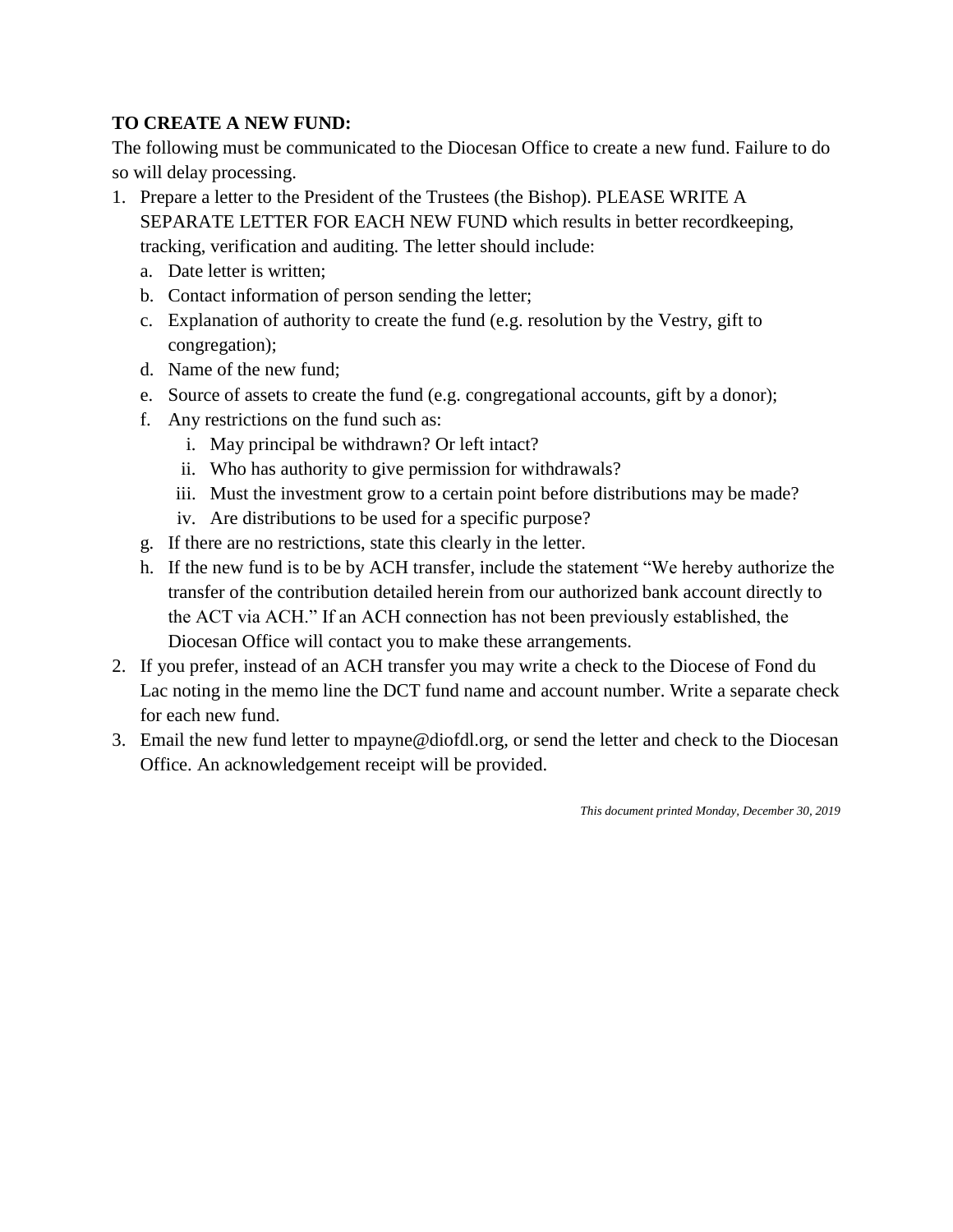**TO CREATE A NEW FUND:**

The following must be communicated to the Diocesan Office to create a new fund. Failure to do so will delay processing.

1. Prepare a letter to the President of the Trustees (the Bishop). PLEASE WRITE A SEPARATE LETTER FOR EACH NEW FUND which results in better recordkeeping, tracking, verification and auditing. The letter should include:
   a. Date letter is written;
   b. Contact information of person sending the letter;
   c. Explanation of authority to create the fund (e.g. resolution by the Vestry, gift to congregation);
   d. Name of the new fund;
   e. Source of assets to create the fund (e.g. congregational accounts, gift by a donor);
   f. Any restrictions on the fund such as:
      i. May principal be withdrawn? Or left intact?
      ii. Who has authority to give permission for withdrawals?
      iii. Must the investment grow to a certain point before distributions may be made?
      iv. Are distributions to be used for a specific purpose?
   g. If there are no restrictions, state this clearly in the letter.
   h. If the new fund is to be by ACH transfer, include the statement "We hereby authorize the transfer of the contribution detailed herein from our authorized bank account directly to the ACT via ACH." If an ACH connection has not been previously established, the Diocesan Office will contact you to make these arrangements.
2. If you prefer, instead of an ACH transfer you may write a check to the Diocese of Fond du Lac noting in the memo line the DCT fund name and account number. Write a separate check for each new fund.
3. Email the new fund letter to mpayne@diofdl.org, or send the letter and check to the Diocesan Office. An acknowledgement receipt will be provided.

*This document printed Monday, December 30, 2019*